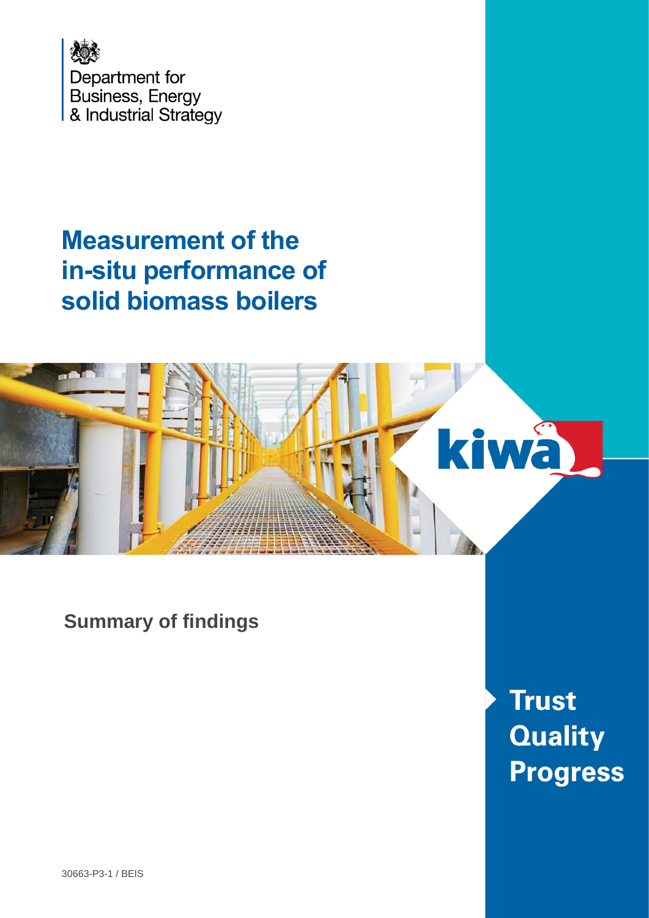Department for
Business, Energy
& Industrial Strategy

# Measurement of the in-situ performance of solid biomass boilers

## Summary of findings

kiwa

Trust
Quality
Progress

30663-P3-1 / BEIS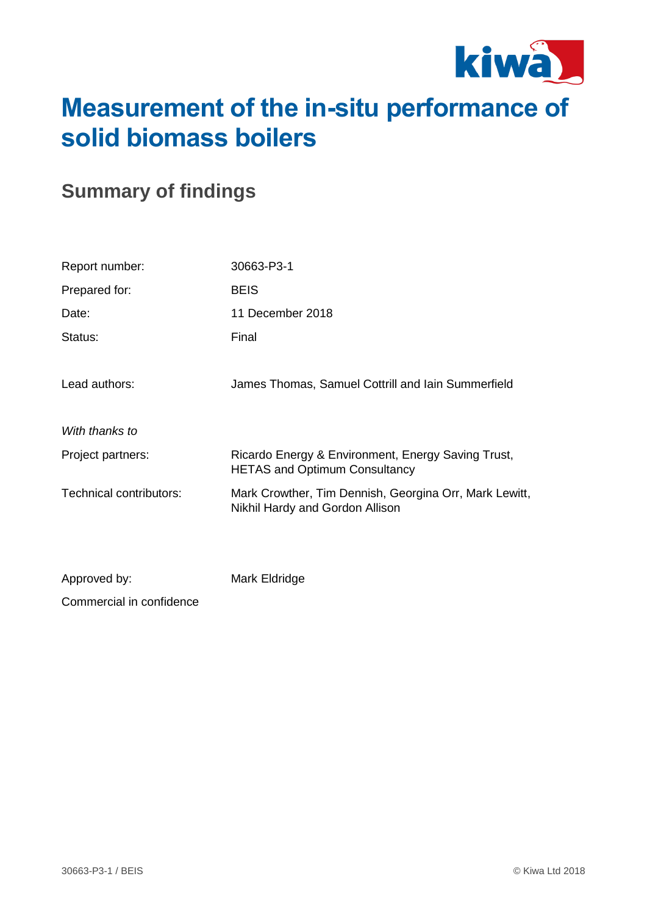# Measurement of the in-situ performance of solid biomass boilers

## Summary of findings

| | |
|---|---|
| Report number: | 30663-P3-1 |
| Prepared for: | BEIS |
| Date: | 11 December 2018 |
| Status: | Final |
| | |
| Lead authors: | James Thomas, Samuel Cottrill and Iain Summerfield |
| | |
| *With thanks to* | |
| Project partners: | Ricardo Energy & Environment, Energy Saving Trust, HETAS and Optimum Consultancy |
| Technical contributors: | Mark Crowther, Tim Dennish, Georgina Orr, Mark Lewitt, Nikhil Hardy and Gordon Allison |
| | |
| Approved by: | Mark Eldridge |

Commercial in confidence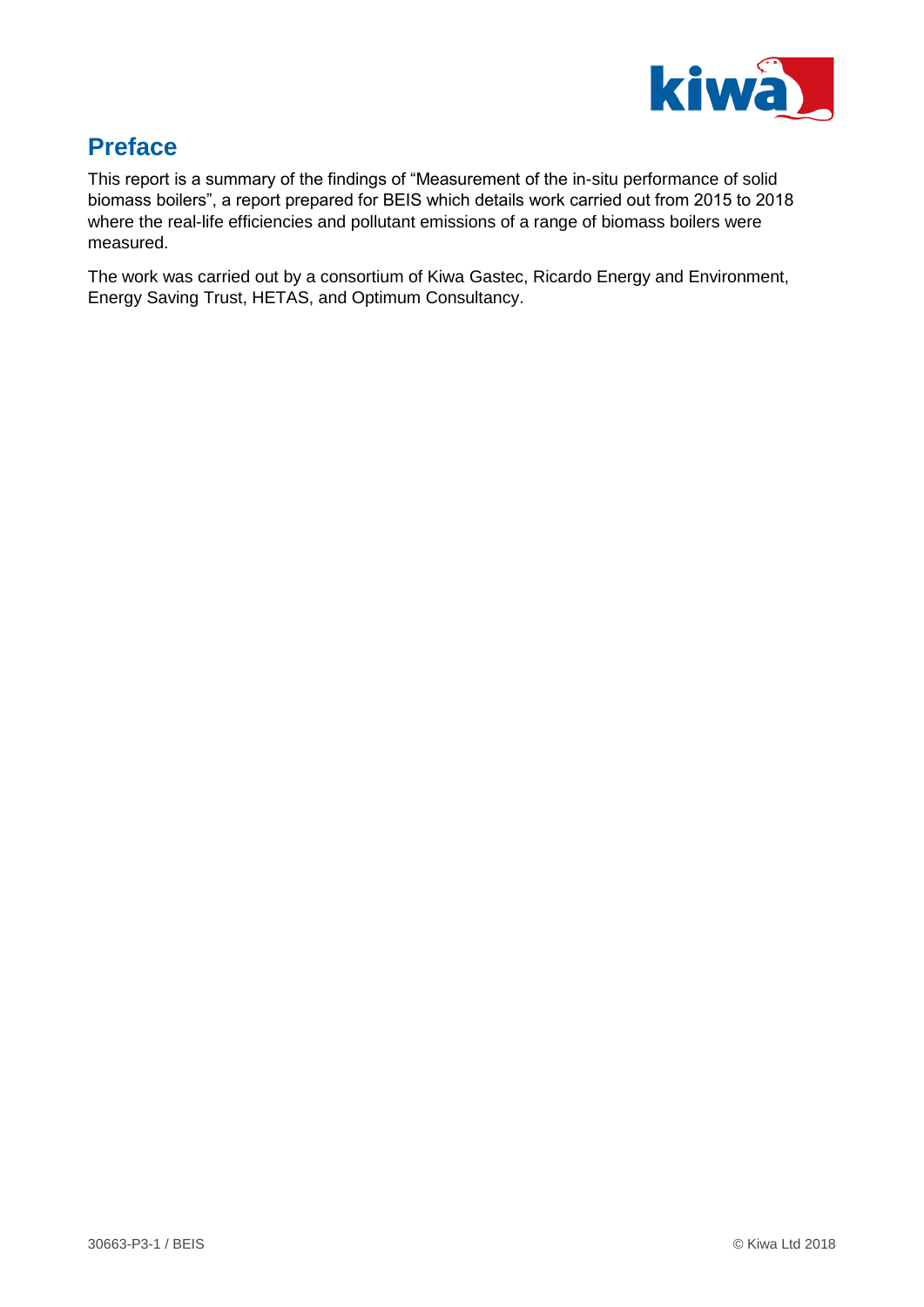## Preface

This report is a summary of the findings of “Measurement of the in-situ performance of solid biomass boilers”, a report prepared for BEIS which details work carried out from 2015 to 2018 where the real-life efficiencies and pollutant emissions of a range of biomass boilers were measured.

The work was carried out by a consortium of Kiwa Gastec, Ricardo Energy and Environment, Energy Saving Trust, HETAS, and Optimum Consultancy.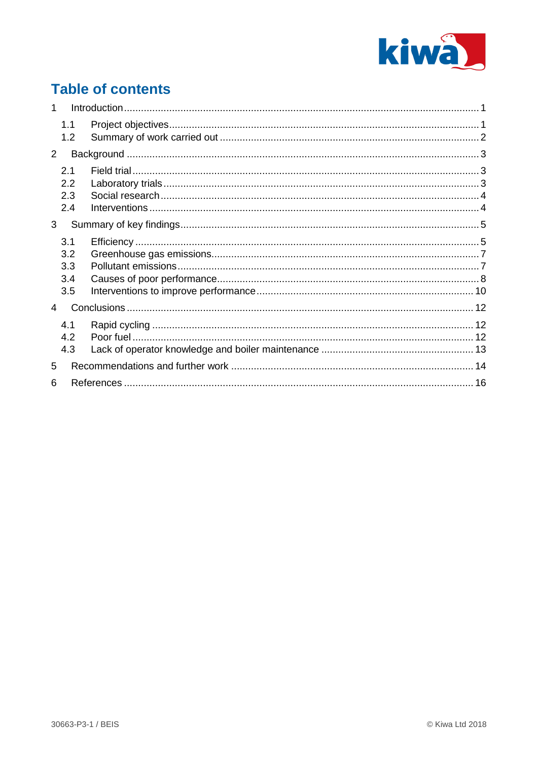# Table of contents

1 Introduction ... 1
- 1.1 Project objectives ... 1
- 1.2 Summary of work carried out ... 2

2 Background ... 3
- 2.1 Field trial ... 3
- 2.2 Laboratory trials ... 3
- 2.3 Social research ... 4
- 2.4 Interventions ... 4

3 Summary of key findings ... 5
- 3.1 Efficiency ... 5
- 3.2 Greenhouse gas emissions ... 7
- 3.3 Pollutant emissions ... 7
- 3.4 Causes of poor performance ... 8
- 3.5 Interventions to improve performance ... 10

4 Conclusions ... 12
- 4.1 Rapid cycling ... 12
- 4.2 Poor fuel ... 12
- 4.3 Lack of operator knowledge and boiler maintenance ... 13

5 Recommendations and further work ... 14

6 References ... 16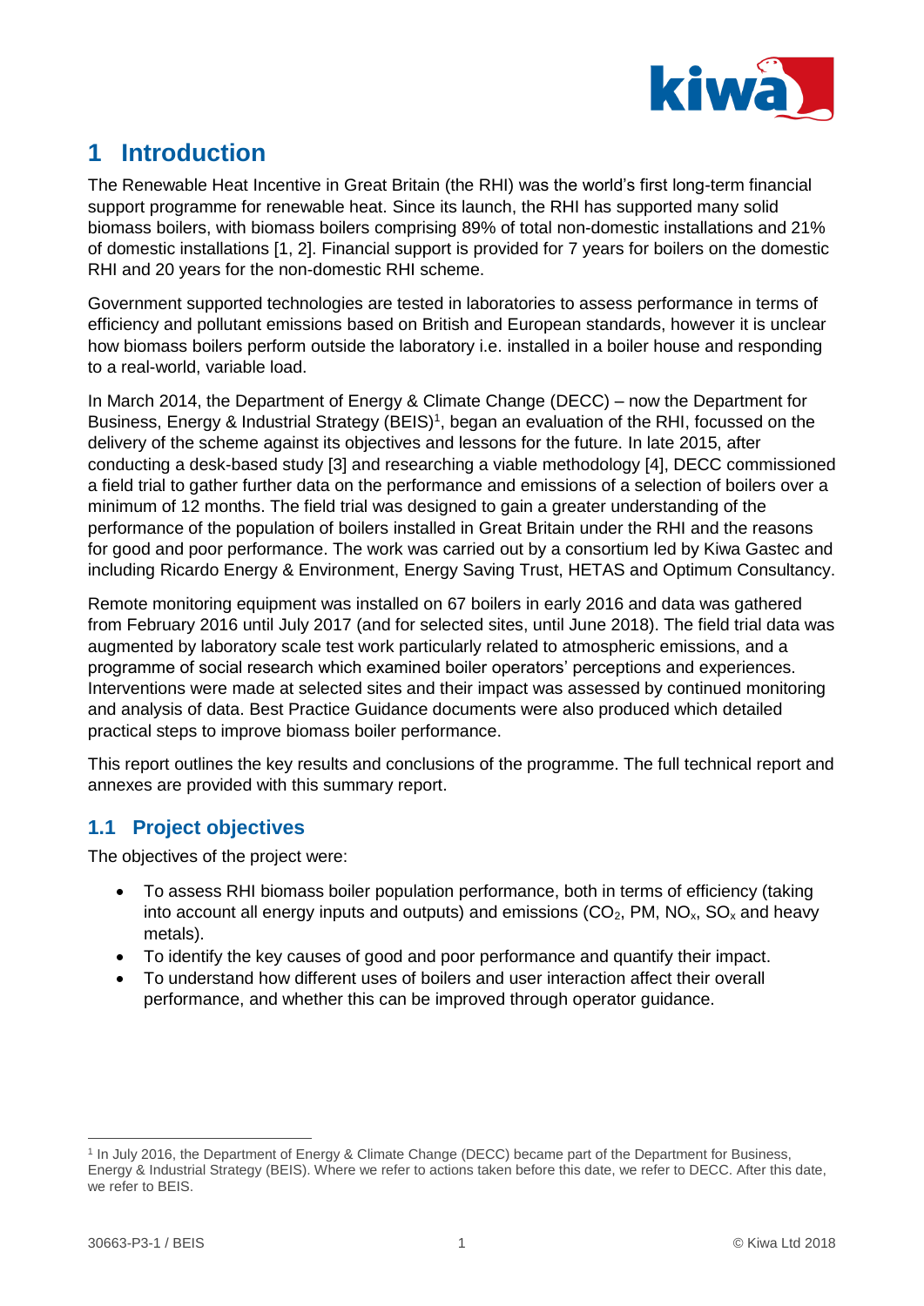# 1 Introduction

The Renewable Heat Incentive in Great Britain (the RHI) was the world's first long-term financial support programme for renewable heat. Since its launch, the RHI has supported many solid biomass boilers, with biomass boilers comprising 89% of total non-domestic installations and 21% of domestic installations [1, 2]. Financial support is provided for 7 years for boilers on the domestic RHI and 20 years for the non-domestic RHI scheme.

Government supported technologies are tested in laboratories to assess performance in terms of efficiency and pollutant emissions based on British and European standards, however it is unclear how biomass boilers perform outside the laboratory i.e. installed in a boiler house and responding to a real-world, variable load.

In March 2014, the Department of Energy & Climate Change (DECC) – now the Department for Business, Energy & Industrial Strategy (BEIS)[1], began an evaluation of the RHI, focussed on the delivery of the scheme against its objectives and lessons for the future. In late 2015, after conducting a desk-based study [3] and researching a viable methodology [4], DECC commissioned a field trial to gather further data on the performance and emissions of a selection of boilers over a minimum of 12 months. The field trial was designed to gain a greater understanding of the performance of the population of boilers installed in Great Britain under the RHI and the reasons for good and poor performance. The work was carried out by a consortium led by Kiwa Gastec and including Ricardo Energy & Environment, Energy Saving Trust, HETAS and Optimum Consultancy.

Remote monitoring equipment was installed on 67 boilers in early 2016 and data was gathered from February 2016 until July 2017 (and for selected sites, until June 2018). The field trial data was augmented by laboratory scale test work particularly related to atmospheric emissions, and a programme of social research which examined boiler operators' perceptions and experiences. Interventions were made at selected sites and their impact was assessed by continued monitoring and analysis of data. Best Practice Guidance documents were also produced which detailed practical steps to improve biomass boiler performance.

This report outlines the key results and conclusions of the programme. The full technical report and annexes are provided with this summary report.

## 1.1 Project objectives

The objectives of the project were:

- To assess RHI biomass boiler population performance, both in terms of efficiency (taking into account all energy inputs and outputs) and emissions ($CO_2$, PM, $NO_x$, $SO_x$ and heavy metals).
- To identify the key causes of good and poor performance and quantify their impact.
- To understand how different uses of boilers and user interaction affect their overall performance, and whether this can be improved through operator guidance.

[1] In July 2016, the Department of Energy & Climate Change (DECC) became part of the Department for Business, Energy & Industrial Strategy (BEIS). Where we refer to actions taken before this date, we refer to DECC. After this date, we refer to BEIS.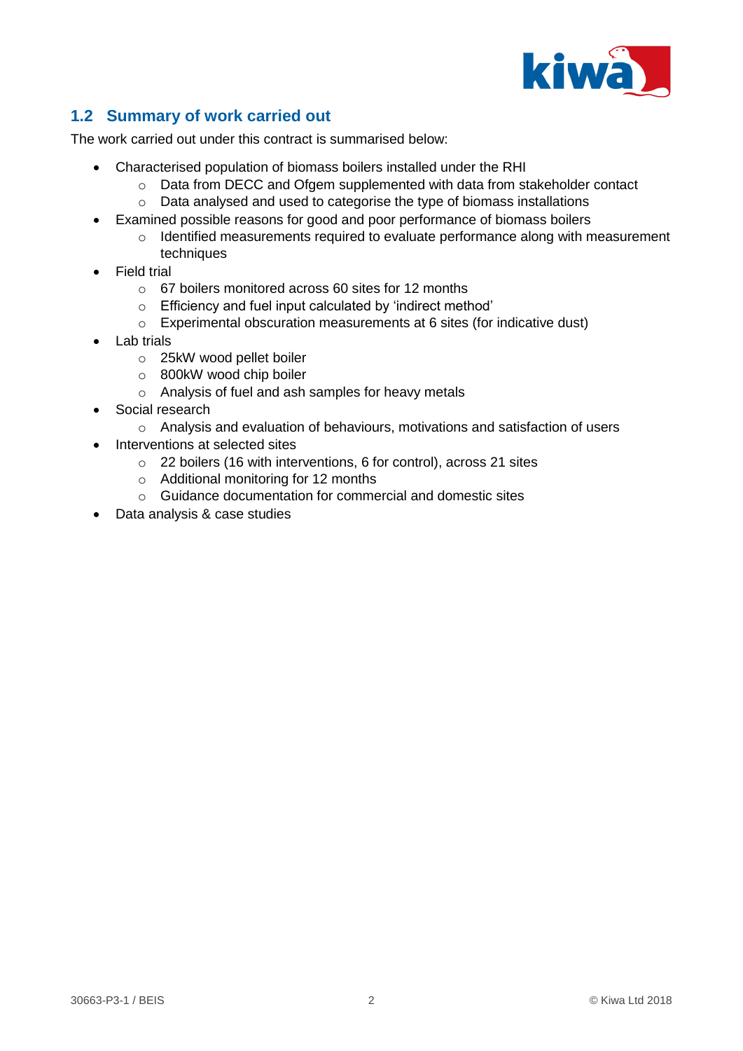## 1.2 Summary of work carried out

The work carried out under this contract is summarised below:

- Characterised population of biomass boilers installed under the RHI
  - Data from DECC and Ofgem supplemented with data from stakeholder contact
  - Data analysed and used to categorise the type of biomass installations
- Examined possible reasons for good and poor performance of biomass boilers
  - Identified measurements required to evaluate performance along with measurement techniques
- Field trial
  - 67 boilers monitored across 60 sites for 12 months
  - Efficiency and fuel input calculated by 'indirect method'
  - Experimental obscuration measurements at 6 sites (for indicative dust)
- Lab trials
  - 25kW wood pellet boiler
  - 800kW wood chip boiler
  - Analysis of fuel and ash samples for heavy metals
- Social research
  - Analysis and evaluation of behaviours, motivations and satisfaction of users
- Interventions at selected sites
  - 22 boilers (16 with interventions, 6 for control), across 21 sites
  - Additional monitoring for 12 months
  - Guidance documentation for commercial and domestic sites
- Data analysis & case studies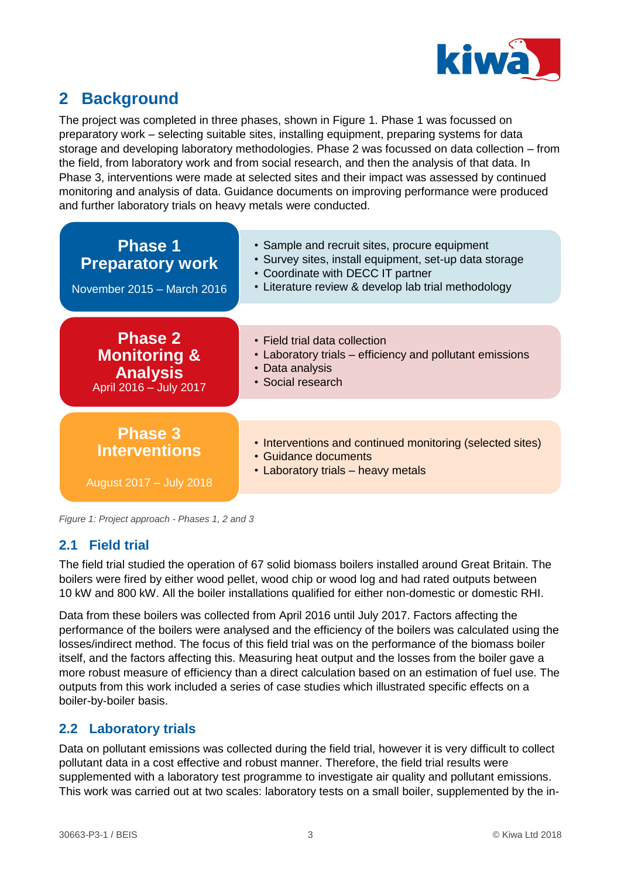## 2 Background

The project was completed in three phases, shown in Figure 1. Phase 1 was focussed on preparatory work – selecting suitable sites, installing equipment, preparing systems for data storage and developing laboratory methodologies. Phase 2 was focussed on data collection – from the field, from laboratory work and from social research, and then the analysis of that data. In Phase 3, interventions were made at selected sites and their impact was assessed by continued monitoring and analysis of data. Guidance documents on improving performance were produced and further laboratory trials on heavy metals were conducted.

| Phase | Activities |
| --- | --- |
| **Phase 1 Preparatory work** November 2015 – March 2016 | • Sample and recruit sites, procure equipment<br>• Survey sites, install equipment, set-up data storage<br>• Coordinate with DECC IT partner<br>• Literature review & develop lab trial methodology |
| **Phase 2 Monitoring & Analysis** April 2016 – July 2017 | • Field trial data collection<br>• Laboratory trials – efficiency and pollutant emissions<br>• Data analysis<br>• Social research |
| **Phase 3 Interventions** August 2017 – July 2018 | • Interventions and continued monitoring (selected sites)<br>• Guidance documents<br>• Laboratory trials – heavy metals |

*Figure 1: Project approach - Phases 1, 2 and 3*

### 2.1 Field trial

The field trial studied the operation of 67 solid biomass boilers installed around Great Britain. The boilers were fired by either wood pellet, wood chip or wood log and had rated outputs between 10 kW and 800 kW. All the boiler installations qualified for either non-domestic or domestic RHI.

Data from these boilers was collected from April 2016 until July 2017. Factors affecting the performance of the boilers were analysed and the efficiency of the boilers was calculated using the losses/indirect method. The focus of this field trial was on the performance of the biomass boiler itself, and the factors affecting this. Measuring heat output and the losses from the boiler gave a more robust measure of efficiency than a direct calculation based on an estimation of fuel use. The outputs from this work included a series of case studies which illustrated specific effects on a boiler-by-boiler basis.

### 2.2 Laboratory trials

Data on pollutant emissions was collected during the field trial, however it is very difficult to collect pollutant data in a cost effective and robust manner. Therefore, the field trial results were supplemented with a laboratory test programme to investigate air quality and pollutant emissions. This work was carried out at two scales: laboratory tests on a small boiler, supplemented by the in-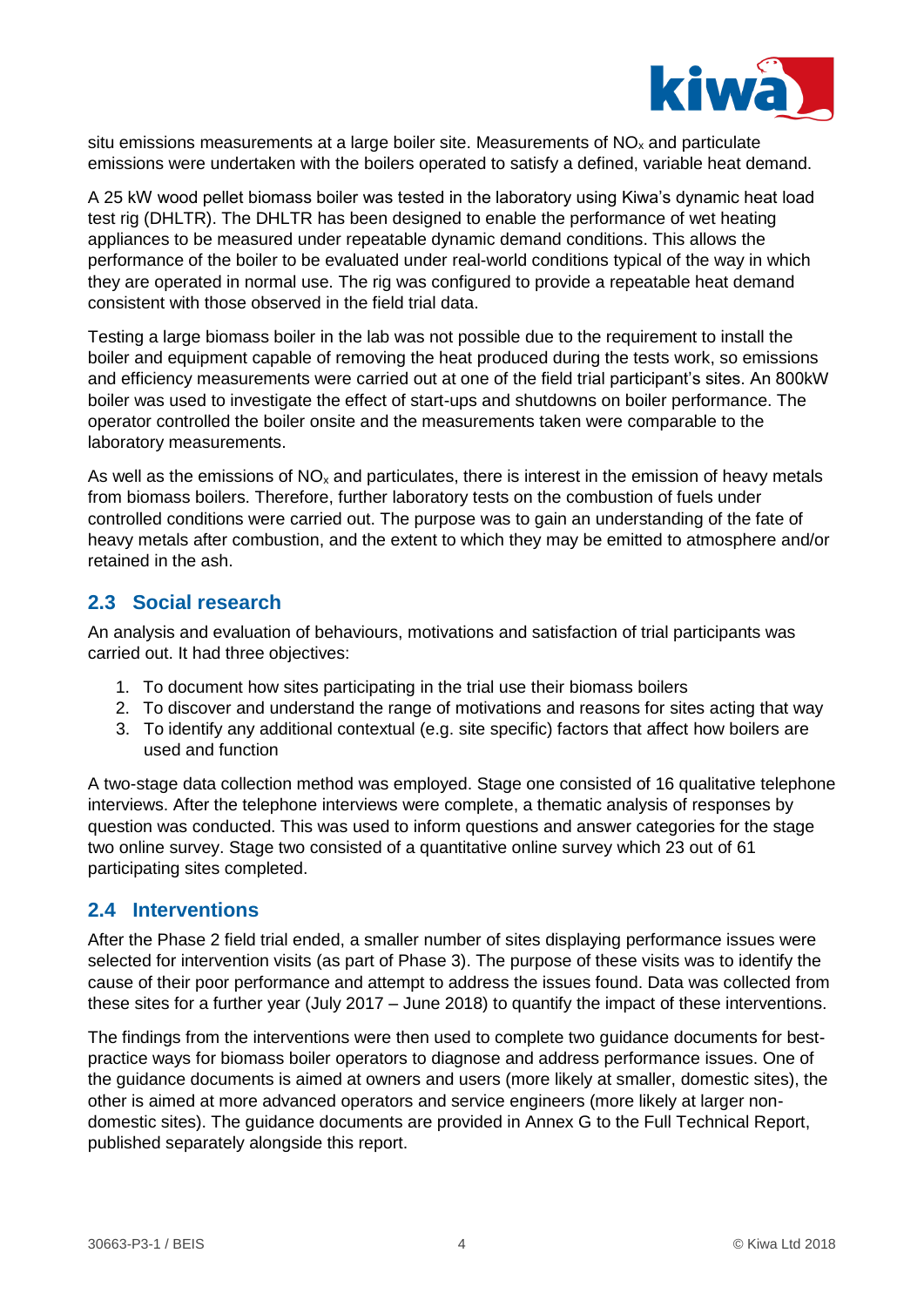situ emissions measurements at a large boiler site. Measurements of $NO_x$ and particulate emissions were undertaken with the boilers operated to satisfy a defined, variable heat demand.

A 25 kW wood pellet biomass boiler was tested in the laboratory using Kiwa's dynamic heat load test rig (DHLTR). The DHLTR has been designed to enable the performance of wet heating appliances to be measured under repeatable dynamic demand conditions. This allows the performance of the boiler to be evaluated under real-world conditions typical of the way in which they are operated in normal use. The rig was configured to provide a repeatable heat demand consistent with those observed in the field trial data.

Testing a large biomass boiler in the lab was not possible due to the requirement to install the boiler and equipment capable of removing the heat produced during the tests work, so emissions and efficiency measurements were carried out at one of the field trial participant's sites. An 800kW boiler was used to investigate the effect of start-ups and shutdowns on boiler performance. The operator controlled the boiler onsite and the measurements taken were comparable to the laboratory measurements.

As well as the emissions of $NO_x$ and particulates, there is interest in the emission of heavy metals from biomass boilers. Therefore, further laboratory tests on the combustion of fuels under controlled conditions were carried out. The purpose was to gain an understanding of the fate of heavy metals after combustion, and the extent to which they may be emitted to atmosphere and/or retained in the ash.

## 2.3 Social research

An analysis and evaluation of behaviours, motivations and satisfaction of trial participants was carried out. It had three objectives:

1. To document how sites participating in the trial use their biomass boilers
2. To discover and understand the range of motivations and reasons for sites acting that way
3. To identify any additional contextual (e.g. site specific) factors that affect how boilers are used and function

A two-stage data collection method was employed. Stage one consisted of 16 qualitative telephone interviews. After the telephone interviews were complete, a thematic analysis of responses by question was conducted. This was used to inform questions and answer categories for the stage two online survey. Stage two consisted of a quantitative online survey which 23 out of 61 participating sites completed.

## 2.4 Interventions

After the Phase 2 field trial ended, a smaller number of sites displaying performance issues were selected for intervention visits (as part of Phase 3). The purpose of these visits was to identify the cause of their poor performance and attempt to address the issues found. Data was collected from these sites for a further year (July 2017 – June 2018) to quantify the impact of these interventions.

The findings from the interventions were then used to complete two guidance documents for best-practice ways for biomass boiler operators to diagnose and address performance issues. One of the guidance documents is aimed at owners and users (more likely at smaller, domestic sites), the other is aimed at more advanced operators and service engineers (more likely at larger non-domestic sites). The guidance documents are provided in Annex G to the Full Technical Report, published separately alongside this report.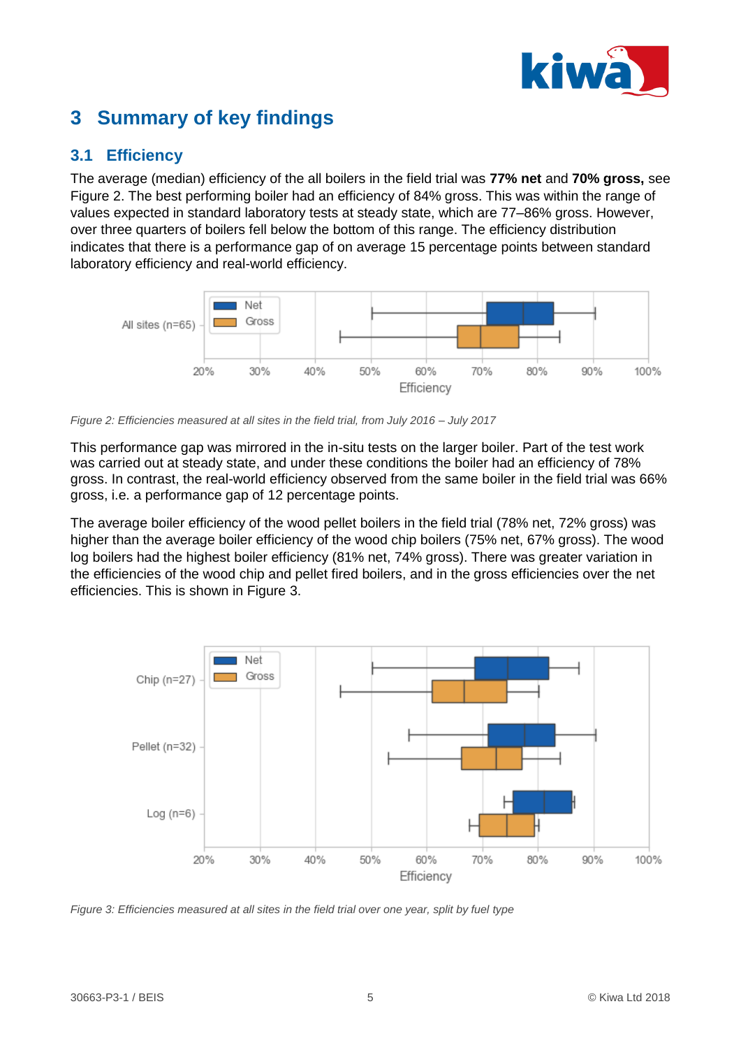# 3 Summary of key findings

## 3.1 Efficiency

The average (median) efficiency of the all boilers in the field trial was **77% net** and **70% gross,** see Figure 2. The best performing boiler had an efficiency of 84% gross. This was within the range of values expected in standard laboratory tests at steady state, which are 77–86% gross. However, over three quarters of boilers fell below the bottom of this range. The efficiency distribution indicates that there is a performance gap of on average 15 percentage points between standard laboratory efficiency and real-world efficiency.

*Figure 2: Efficiencies measured at all sites in the field trial, from July 2016 – July 2017*

This performance gap was mirrored in the in-situ tests on the larger boiler. Part of the test work was carried out at steady state, and under these conditions the boiler had an efficiency of 78% gross. In contrast, the real-world efficiency observed from the same boiler in the field trial was 66% gross, i.e. a performance gap of 12 percentage points.

The average boiler efficiency of the wood pellet boilers in the field trial (78% net, 72% gross) was higher than the average boiler efficiency of the wood chip boilers (75% net, 67% gross). The wood log boilers had the highest boiler efficiency (81% net, 74% gross). There was greater variation in the efficiencies of the wood chip and pellet fired boilers, and in the gross efficiencies over the net efficiencies. This is shown in Figure 3.

*Figure 3: Efficiencies measured at all sites in the field trial over one year, split by fuel type*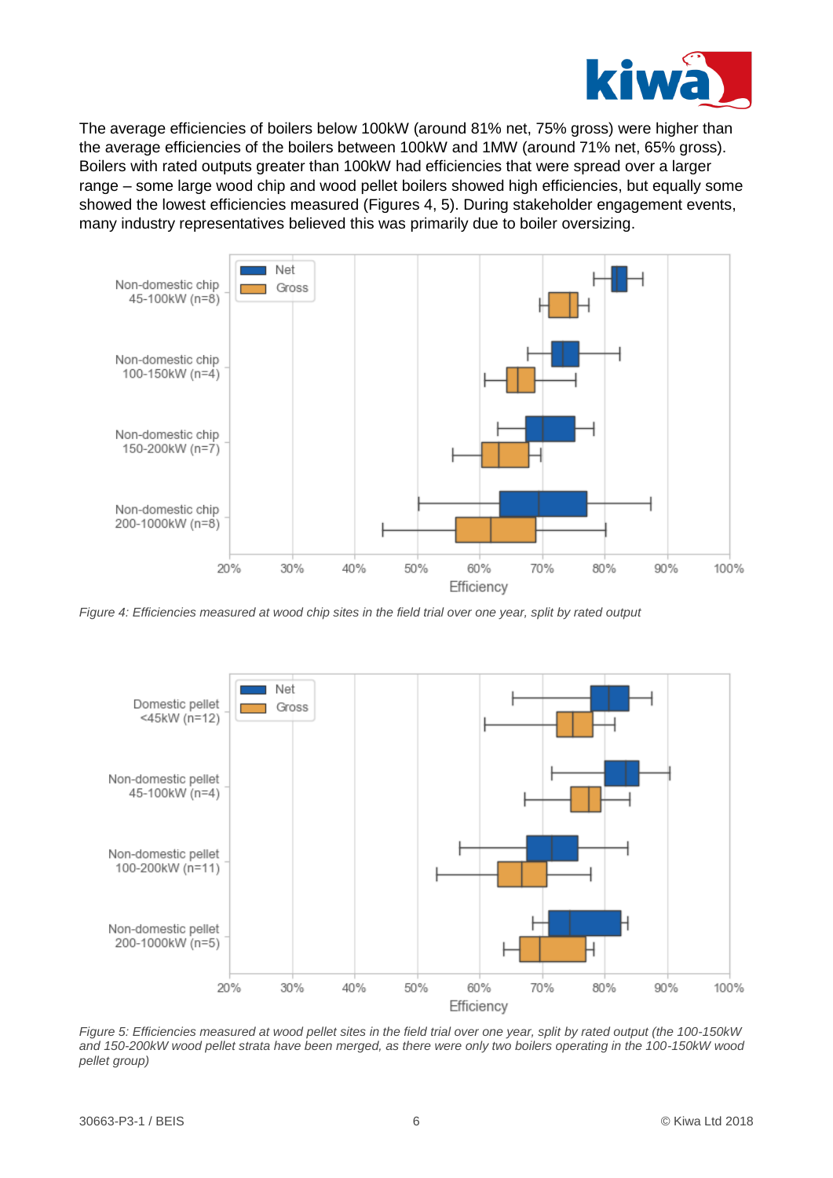The average efficiencies of boilers below 100kW (around 81% net, 75% gross) were higher than the average efficiencies of the boilers between 100kW and 1MW (around 71% net, 65% gross). Boilers with rated outputs greater than 100kW had efficiencies that were spread over a larger range – some large wood chip and wood pellet boilers showed high efficiencies, but equally some showed the lowest efficiencies measured (Figures 4, 5). During stakeholder engagement events, many industry representatives believed this was primarily due to boiler oversizing.

*Figure 4: Efficiencies measured at wood chip sites in the field trial over one year, split by rated output*

*Figure 5: Efficiencies measured at wood pellet sites in the field trial over one year, split by rated output (the 100-150kW and 150-200kW wood pellet strata have been merged, as there were only two boilers operating in the 100-150kW wood pellet group)*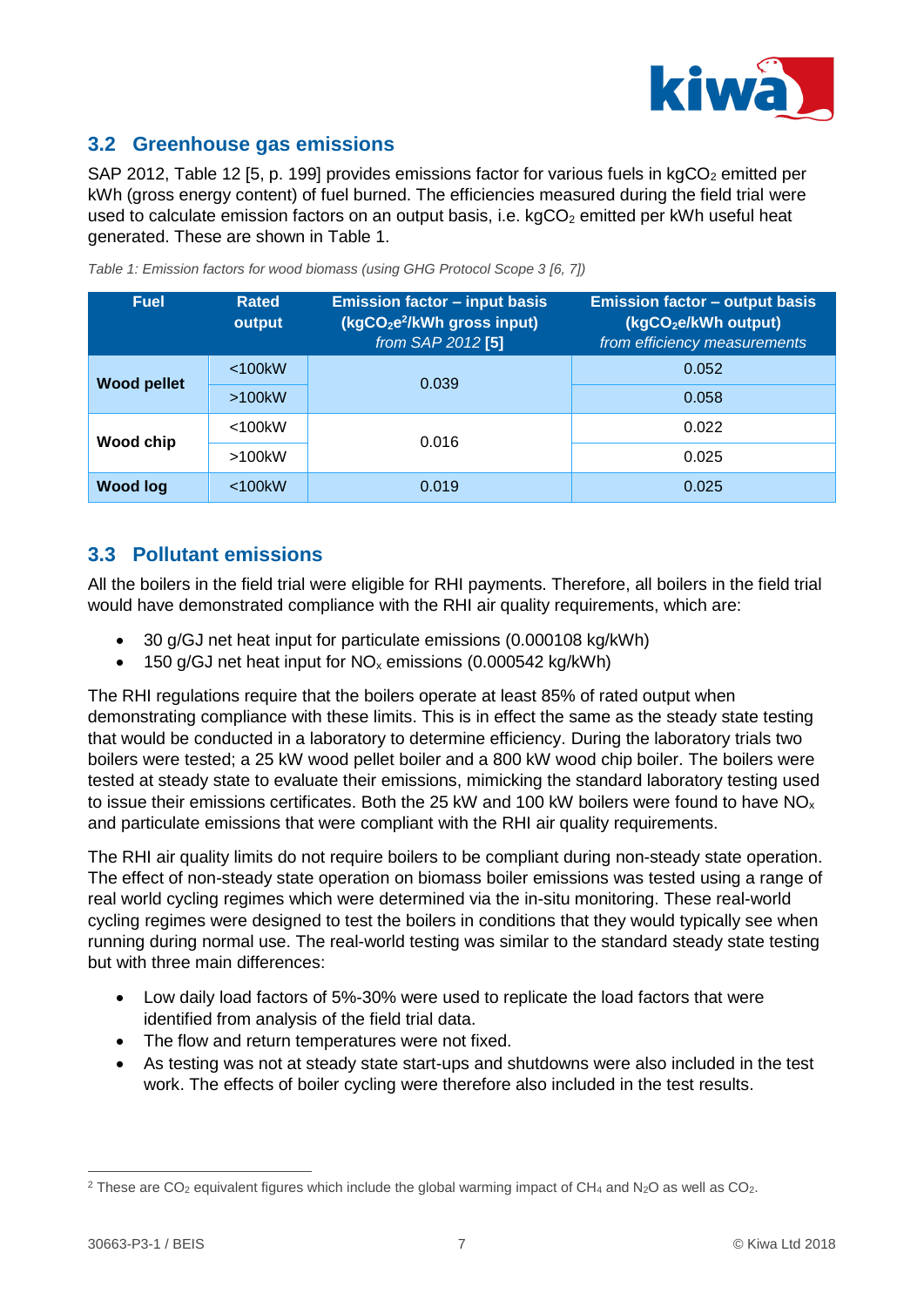## 3.2 Greenhouse gas emissions

SAP 2012, Table 12 [5, p. 199] provides emissions factor for various fuels in kg$CO_2$ emitted per kWh (gross energy content) of fuel burned. The efficiencies measured during the field trial were used to calculate emission factors on an output basis, i.e. kg$CO_2$ emitted per kWh useful heat generated. These are shown in Table 1.

*Table 1: Emission factors for wood biomass (using GHG Protocol Scope 3 [6, 7])*

| Fuel | Rated output | Emission factor – input basis (kg$CO_2$e[2]/kWh gross input) *from SAP 2012* **[5]** | Emission factor – output basis (kg$CO_2$e/kWh output) *from efficiency measurements* |
|---|---|---|---|
| **Wood pellet** | <100kW | 0.039 | 0.052 |
| | >100kW | | 0.058 |
| **Wood chip** | <100kW | 0.016 | 0.022 |
| | >100kW | | 0.025 |
| **Wood log** | <100kW | 0.019 | 0.025 |

## 3.3 Pollutant emissions

All the boilers in the field trial were eligible for RHI payments. Therefore, all boilers in the field trial would have demonstrated compliance with the RHI air quality requirements, which are:

- 30 g/GJ net heat input for particulate emissions (0.000108 kg/kWh)
- 150 g/GJ net heat input for $NO_x$ emissions (0.000542 kg/kWh)

The RHI regulations require that the boilers operate at least 85% of rated output when demonstrating compliance with these limits. This is in effect the same as the steady state testing that would be conducted in a laboratory to determine efficiency. During the laboratory trials two boilers were tested; a 25 kW wood pellet boiler and a 800 kW wood chip boiler. The boilers were tested at steady state to evaluate their emissions, mimicking the standard laboratory testing used to issue their emissions certificates. Both the 25 kW and 100 kW boilers were found to have $NO_x$ and particulate emissions that were compliant with the RHI air quality requirements.

The RHI air quality limits do not require boilers to be compliant during non-steady state operation. The effect of non-steady state operation on biomass boiler emissions was tested using a range of real world cycling regimes which were determined via the in-situ monitoring. These real-world cycling regimes were designed to test the boilers in conditions that they would typically see when running during normal use. The real-world testing was similar to the standard steady state testing but with three main differences:

- Low daily load factors of 5%-30% were used to replicate the load factors that were identified from analysis of the field trial data.
- The flow and return temperatures were not fixed.
- As testing was not at steady state start-ups and shutdowns were also included in the test work. The effects of boiler cycling were therefore also included in the test results.

[2] These are $CO_2$ equivalent figures which include the global warming impact of $CH_4$ and $N_2O$ as well as $CO_2$.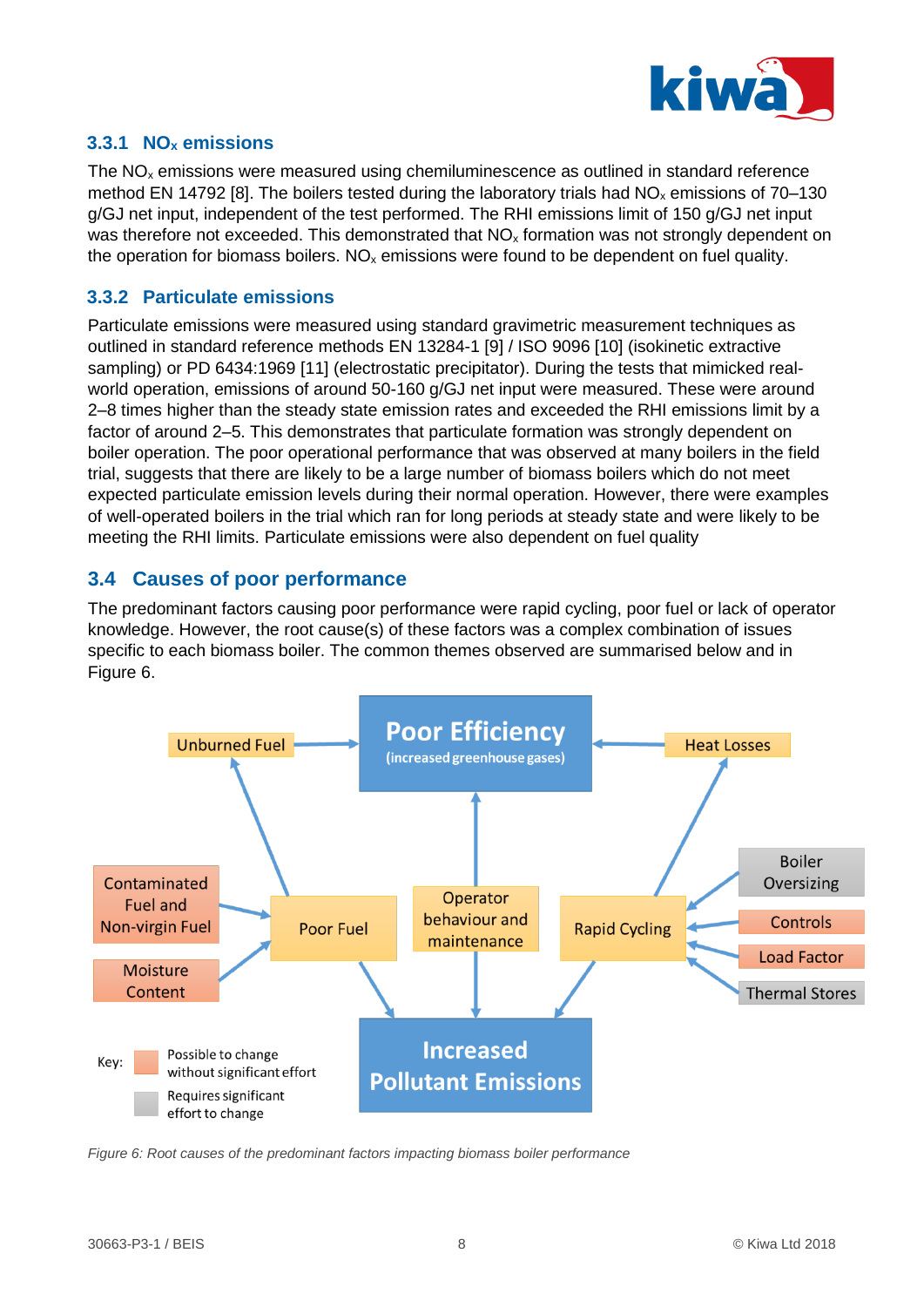### 3.3.1 $NO_x$ emissions

The $NO_x$ emissions were measured using chemiluminescence as outlined in standard reference method EN 14792 [8]. The boilers tested during the laboratory trials had $NO_x$ emissions of 70–130 g/GJ net input, independent of the test performed. The RHI emissions limit of 150 g/GJ net input was therefore not exceeded. This demonstrated that $NO_x$ formation was not strongly dependent on the operation for biomass boilers. $NO_x$ emissions were found to be dependent on fuel quality.

### 3.3.2 Particulate emissions

Particulate emissions were measured using standard gravimetric measurement techniques as outlined in standard reference methods EN 13284-1 [9] / ISO 9096 [10] (isokinetic extractive sampling) or PD 6434:1969 [11] (electrostatic precipitator). During the tests that mimicked real-world operation, emissions of around 50-160 g/GJ net input were measured. These were around 2–8 times higher than the steady state emission rates and exceeded the RHI emissions limit by a factor of around 2–5. This demonstrates that particulate formation was strongly dependent on boiler operation. The poor operational performance that was observed at many boilers in the field trial, suggests that there are likely to be a large number of biomass boilers which do not meet expected particulate emission levels during their normal operation. However, there were examples of well-operated boilers in the trial which ran for long periods at steady state and were likely to be meeting the RHI limits. Particulate emissions were also dependent on fuel quality

## 3.4 Causes of poor performance

The predominant factors causing poor performance were rapid cycling, poor fuel or lack of operator knowledge. However, the root cause(s) of these factors was a complex combination of issues specific to each biomass boiler. The common themes observed are summarised below and in Figure 6.

*Figure 6: Root causes of the predominant factors impacting biomass boiler performance*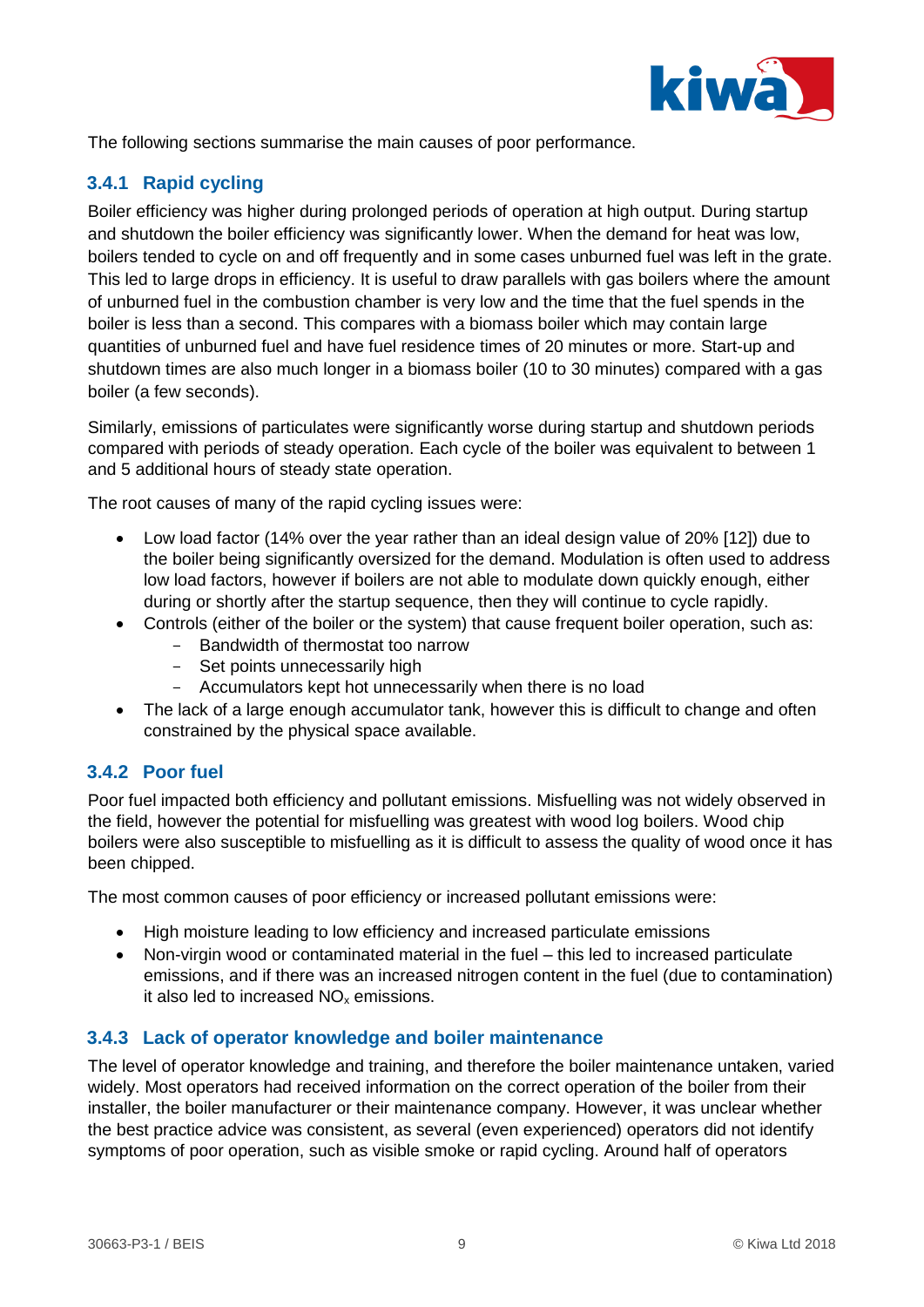The following sections summarise the main causes of poor performance.

### 3.4.1 Rapid cycling

Boiler efficiency was higher during prolonged periods of operation at high output. During startup and shutdown the boiler efficiency was significantly lower. When the demand for heat was low, boilers tended to cycle on and off frequently and in some cases unburned fuel was left in the grate. This led to large drops in efficiency. It is useful to draw parallels with gas boilers where the amount of unburned fuel in the combustion chamber is very low and the time that the fuel spends in the boiler is less than a second. This compares with a biomass boiler which may contain large quantities of unburned fuel and have fuel residence times of 20 minutes or more. Start-up and shutdown times are also much longer in a biomass boiler (10 to 30 minutes) compared with a gas boiler (a few seconds).

Similarly, emissions of particulates were significantly worse during startup and shutdown periods compared with periods of steady operation. Each cycle of the boiler was equivalent to between 1 and 5 additional hours of steady state operation.

The root causes of many of the rapid cycling issues were:

- Low load factor (14% over the year rather than an ideal design value of 20% [12]) due to the boiler being significantly oversized for the demand. Modulation is often used to address low load factors, however if boilers are not able to modulate down quickly enough, either during or shortly after the startup sequence, then they will continue to cycle rapidly.
- Controls (either of the boiler or the system) that cause frequent boiler operation, such as:
  - Bandwidth of thermostat too narrow
  - Set points unnecessarily high
  - Accumulators kept hot unnecessarily when there is no load
- The lack of a large enough accumulator tank, however this is difficult to change and often constrained by the physical space available.

### 3.4.2 Poor fuel

Poor fuel impacted both efficiency and pollutant emissions. Misfuelling was not widely observed in the field, however the potential for misfuelling was greatest with wood log boilers. Wood chip boilers were also susceptible to misfuelling as it is difficult to assess the quality of wood once it has been chipped.

The most common causes of poor efficiency or increased pollutant emissions were:

- High moisture leading to low efficiency and increased particulate emissions
- Non-virgin wood or contaminated material in the fuel – this led to increased particulate emissions, and if there was an increased nitrogen content in the fuel (due to contamination) it also led to increased $NO_x$ emissions.

### 3.4.3 Lack of operator knowledge and boiler maintenance

The level of operator knowledge and training, and therefore the boiler maintenance untaken, varied widely. Most operators had received information on the correct operation of the boiler from their installer, the boiler manufacturer or their maintenance company. However, it was unclear whether the best practice advice was consistent, as several (even experienced) operators did not identify symptoms of poor operation, such as visible smoke or rapid cycling. Around half of operators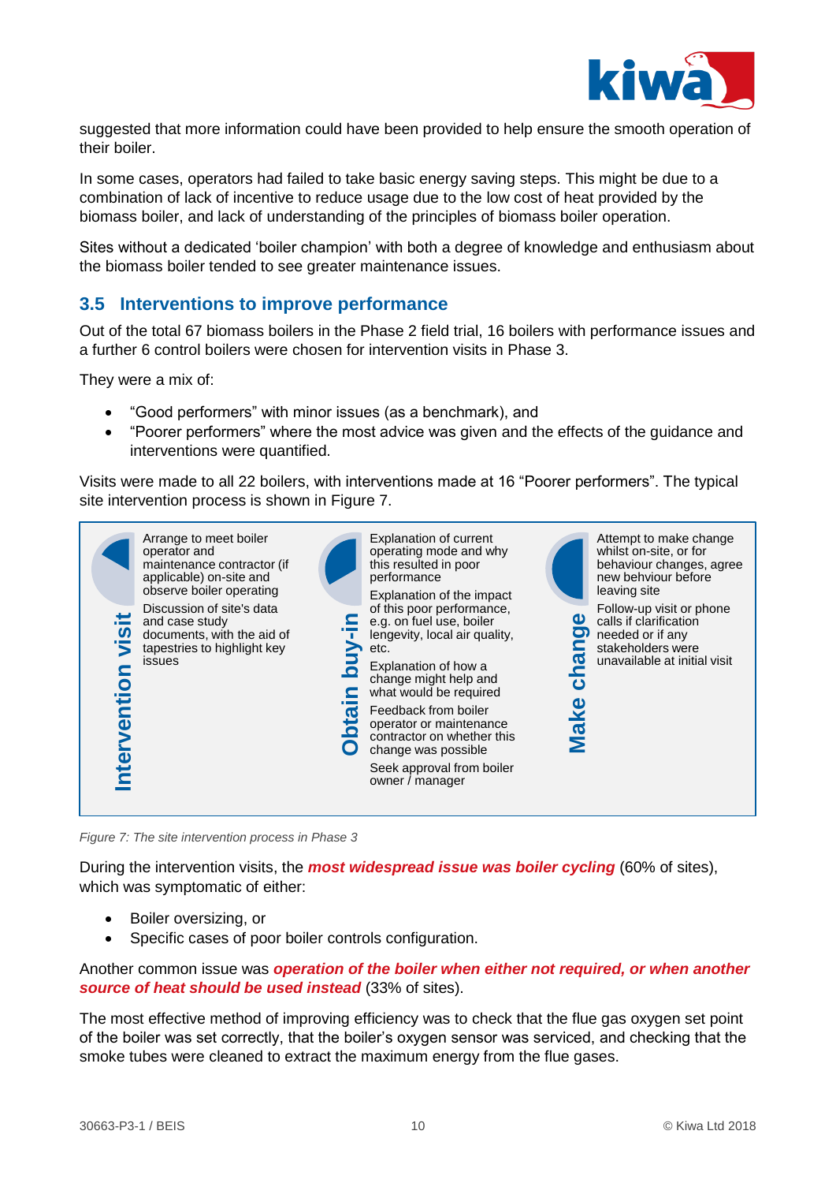suggested that more information could have been provided to help ensure the smooth operation of their boiler.

In some cases, operators had failed to take basic energy saving steps. This might be due to a combination of lack of incentive to reduce usage due to the low cost of heat provided by the biomass boiler, and lack of understanding of the principles of biomass boiler operation.

Sites without a dedicated 'boiler champion' with both a degree of knowledge and enthusiasm about the biomass boiler tended to see greater maintenance issues.

## 3.5 Interventions to improve performance

Out of the total 67 biomass boilers in the Phase 2 field trial, 16 boilers with performance issues and a further 6 control boilers were chosen for intervention visits in Phase 3.

They were a mix of:

- "Good performers" with minor issues (as a benchmark), and
- "Poorer performers" where the most advice was given and the effects of the guidance and interventions were quantified.

Visits were made to all 22 boilers, with interventions made at 16 "Poorer performers". The typical site intervention process is shown in Figure 7.

**Intervention visit**

- Arrange to meet boiler operator and maintenance contractor (if applicable) on-site and observe boiler operating
- Discussion of site's data and case study documents, with the aid of tapestries to highlight key issues

**Obtain buy-in**

- Explanation of current operating mode and why this resulted in poor performance
- Explanation of the impact of this poor performance, e.g. on fuel use, boiler lengevity, local air quality, etc.
- Explanation of how a change might help and what would be required
- Feedback from boiler operator or maintenance contractor on whether this change was possible
- Seek approval from boiler owner / manager

**Make change**

- Attempt to make change whilst on-site, or for behaviour changes, agree new behviour before leaving site
- Follow-up visit or phone calls if clarification needed or if any stakeholders were unavailable at initial visit

*Figure 7: The site intervention process in Phase 3*

During the intervention visits, the ***most widespread issue was boiler cycling*** (60% of sites), which was symptomatic of either:

- Boiler oversizing, or
- Specific cases of poor boiler controls configuration.

Another common issue was ***operation of the boiler when either not required, or when another source of heat should be used instead*** (33% of sites).

The most effective method of improving efficiency was to check that the flue gas oxygen set point of the boiler was set correctly, that the boiler's oxygen sensor was serviced, and checking that the smoke tubes were cleaned to extract the maximum energy from the flue gases.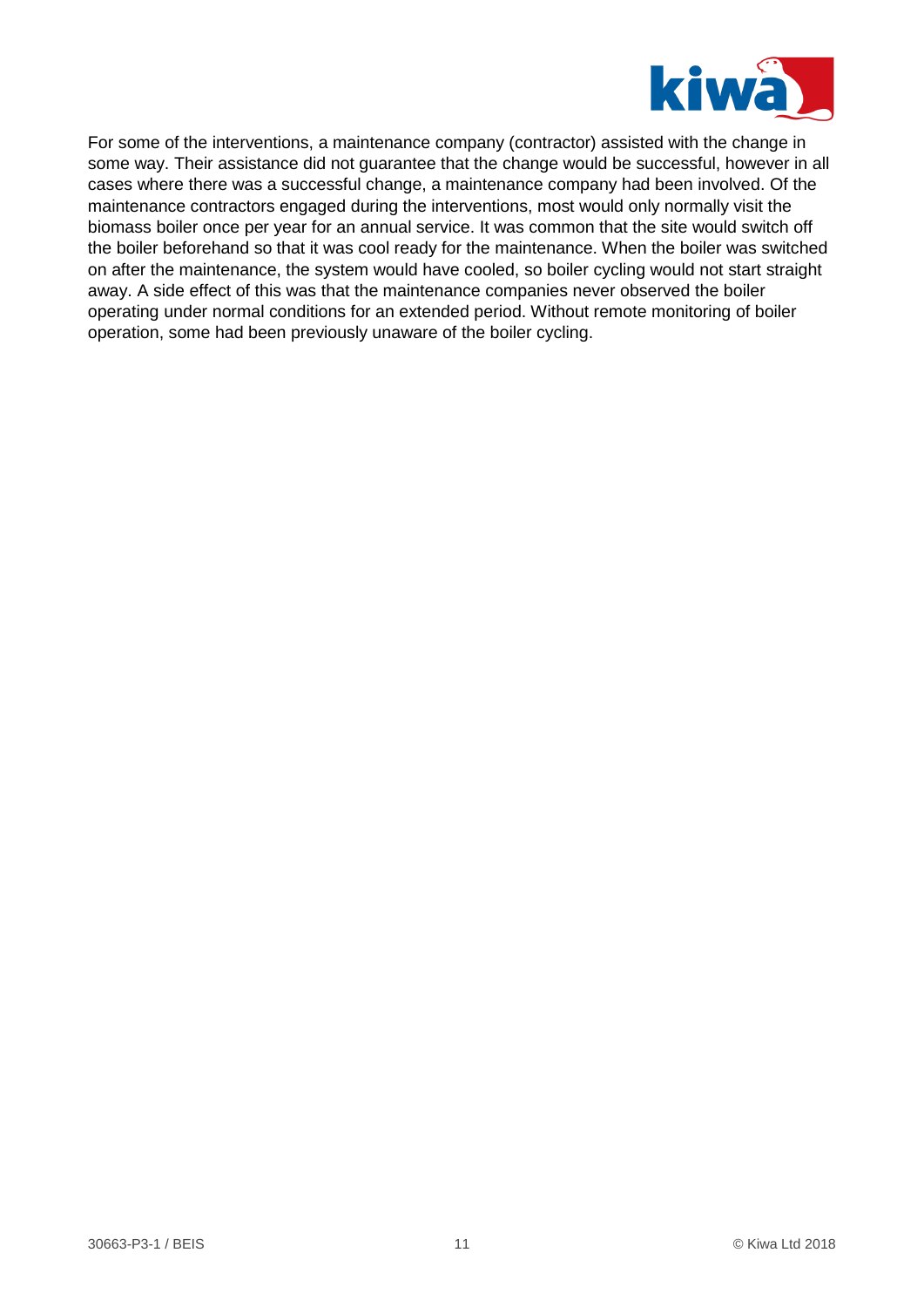For some of the interventions, a maintenance company (contractor) assisted with the change in some way. Their assistance did not guarantee that the change would be successful, however in all cases where there was a successful change, a maintenance company had been involved. Of the maintenance contractors engaged during the interventions, most would only normally visit the biomass boiler once per year for an annual service. It was common that the site would switch off the boiler beforehand so that it was cool ready for the maintenance. When the boiler was switched on after the maintenance, the system would have cooled, so boiler cycling would not start straight away. A side effect of this was that the maintenance companies never observed the boiler operating under normal conditions for an extended period. Without remote monitoring of boiler operation, some had been previously unaware of the boiler cycling.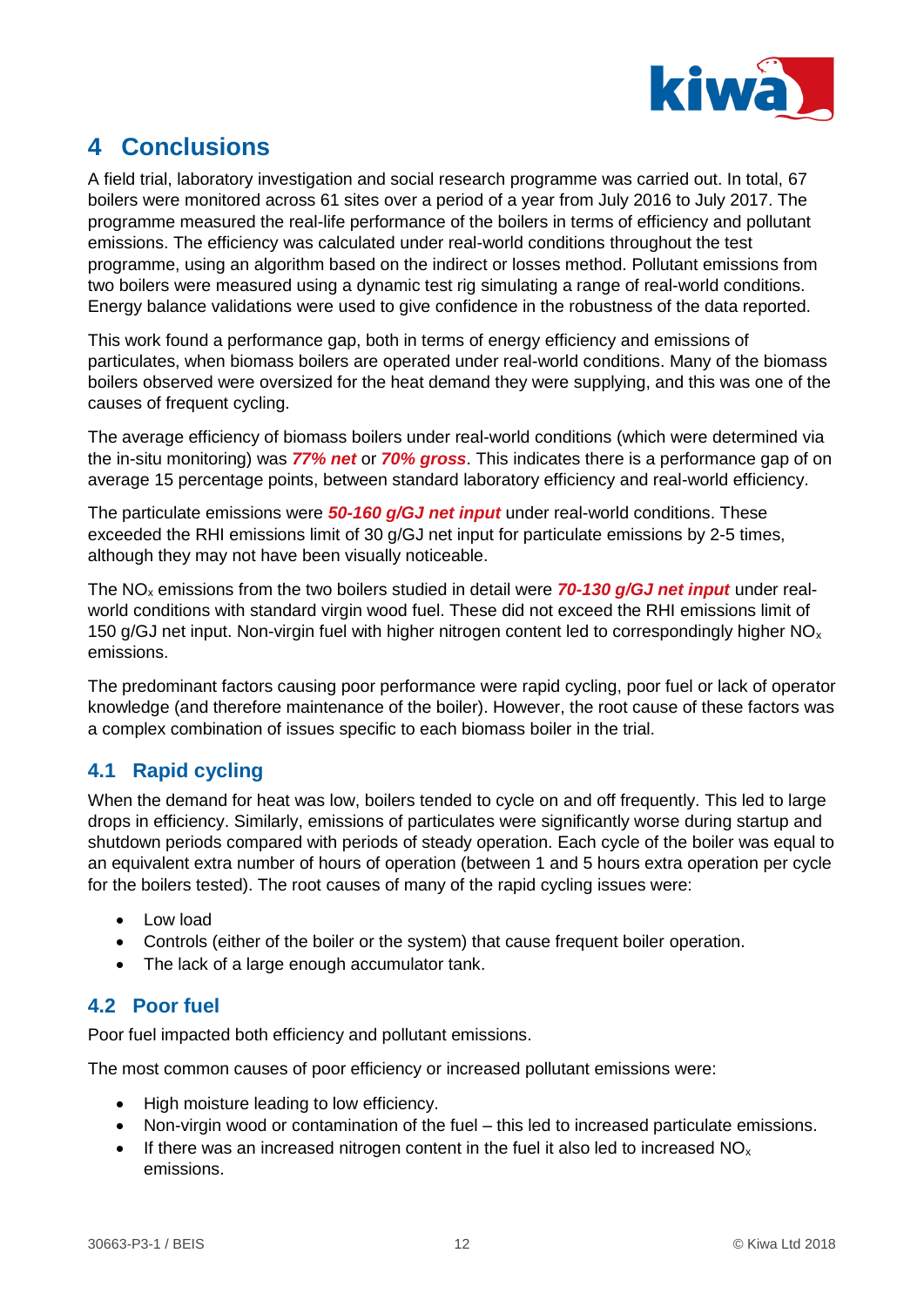# 4 Conclusions

A field trial, laboratory investigation and social research programme was carried out. In total, 67 boilers were monitored across 61 sites over a period of a year from July 2016 to July 2017. The programme measured the real-life performance of the boilers in terms of efficiency and pollutant emissions. The efficiency was calculated under real-world conditions throughout the test programme, using an algorithm based on the indirect or losses method. Pollutant emissions from two boilers were measured using a dynamic test rig simulating a range of real-world conditions. Energy balance validations were used to give confidence in the robustness of the data reported.

This work found a performance gap, both in terms of energy efficiency and emissions of particulates, when biomass boilers are operated under real-world conditions. Many of the biomass boilers observed were oversized for the heat demand they were supplying, and this was one of the causes of frequent cycling.

The average efficiency of biomass boilers under real-world conditions (which were determined via the in-situ monitoring) was ***77% net*** or ***70% gross***. This indicates there is a performance gap of on average 15 percentage points, between standard laboratory efficiency and real-world efficiency.

The particulate emissions were ***50-160 g/GJ net input*** under real-world conditions. These exceeded the RHI emissions limit of 30 g/GJ net input for particulate emissions by 2-5 times, although they may not have been visually noticeable.

The $NO_x$ emissions from the two boilers studied in detail were ***70-130 g/GJ net input*** under real-world conditions with standard virgin wood fuel. These did not exceed the RHI emissions limit of 150 g/GJ net input. Non-virgin fuel with higher nitrogen content led to correspondingly higher $NO_x$ emissions.

The predominant factors causing poor performance were rapid cycling, poor fuel or lack of operator knowledge (and therefore maintenance of the boiler). However, the root cause of these factors was a complex combination of issues specific to each biomass boiler in the trial.

## 4.1 Rapid cycling

When the demand for heat was low, boilers tended to cycle on and off frequently. This led to large drops in efficiency. Similarly, emissions of particulates were significantly worse during startup and shutdown periods compared with periods of steady operation. Each cycle of the boiler was equal to an equivalent extra number of hours of operation (between 1 and 5 hours extra operation per cycle for the boilers tested). The root causes of many of the rapid cycling issues were:

- Low load
- Controls (either of the boiler or the system) that cause frequent boiler operation.
- The lack of a large enough accumulator tank.

## 4.2 Poor fuel

Poor fuel impacted both efficiency and pollutant emissions.

The most common causes of poor efficiency or increased pollutant emissions were:

- High moisture leading to low efficiency.
- Non-virgin wood or contamination of the fuel – this led to increased particulate emissions.
- If there was an increased nitrogen content in the fuel it also led to increased $NO_x$ emissions.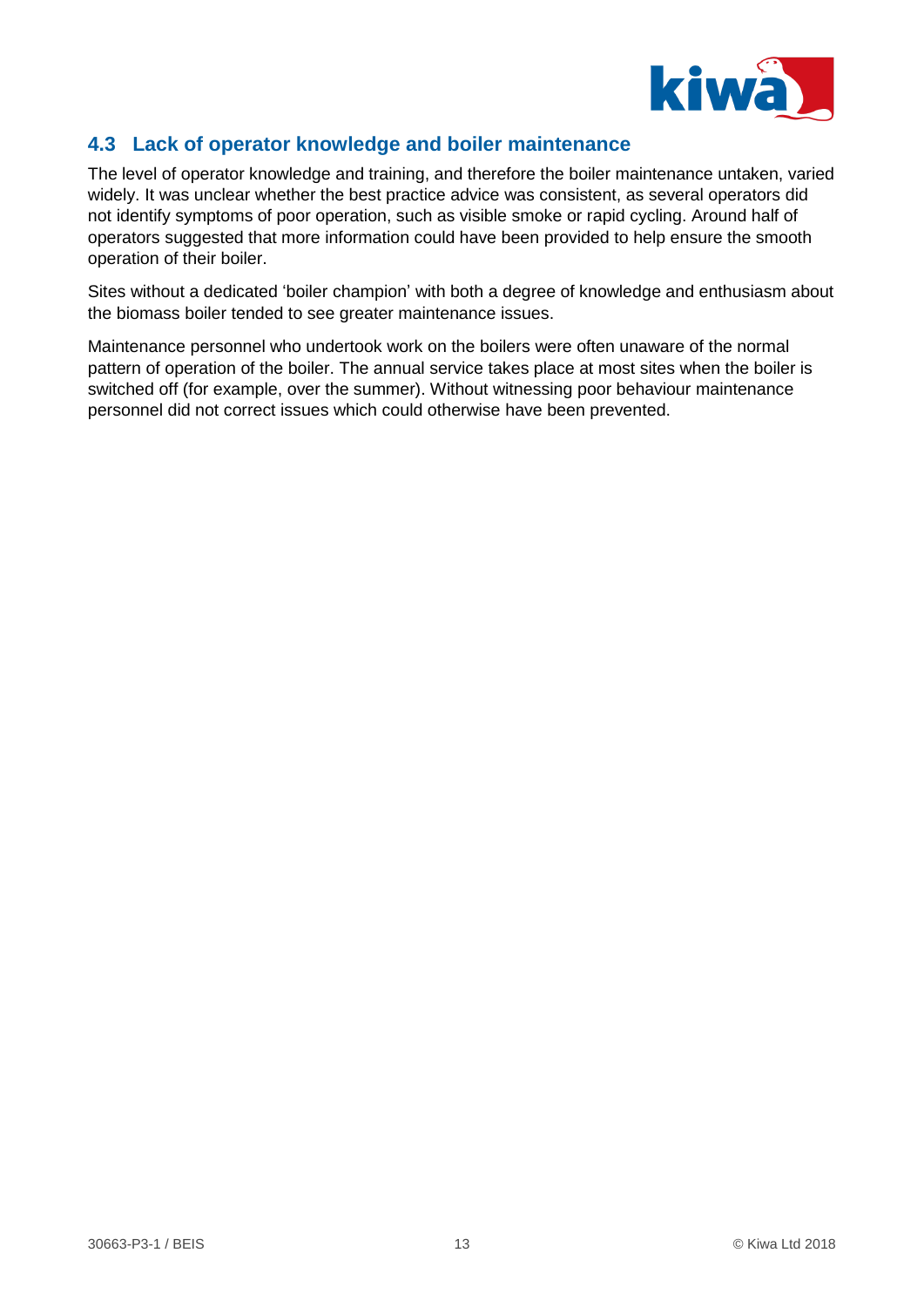## 4.3 Lack of operator knowledge and boiler maintenance

The level of operator knowledge and training, and therefore the boiler maintenance untaken, varied widely. It was unclear whether the best practice advice was consistent, as several operators did not identify symptoms of poor operation, such as visible smoke or rapid cycling. Around half of operators suggested that more information could have been provided to help ensure the smooth operation of their boiler.

Sites without a dedicated 'boiler champion' with both a degree of knowledge and enthusiasm about the biomass boiler tended to see greater maintenance issues.

Maintenance personnel who undertook work on the boilers were often unaware of the normal pattern of operation of the boiler. The annual service takes place at most sites when the boiler is switched off (for example, over the summer). Without witnessing poor behaviour maintenance personnel did not correct issues which could otherwise have been prevented.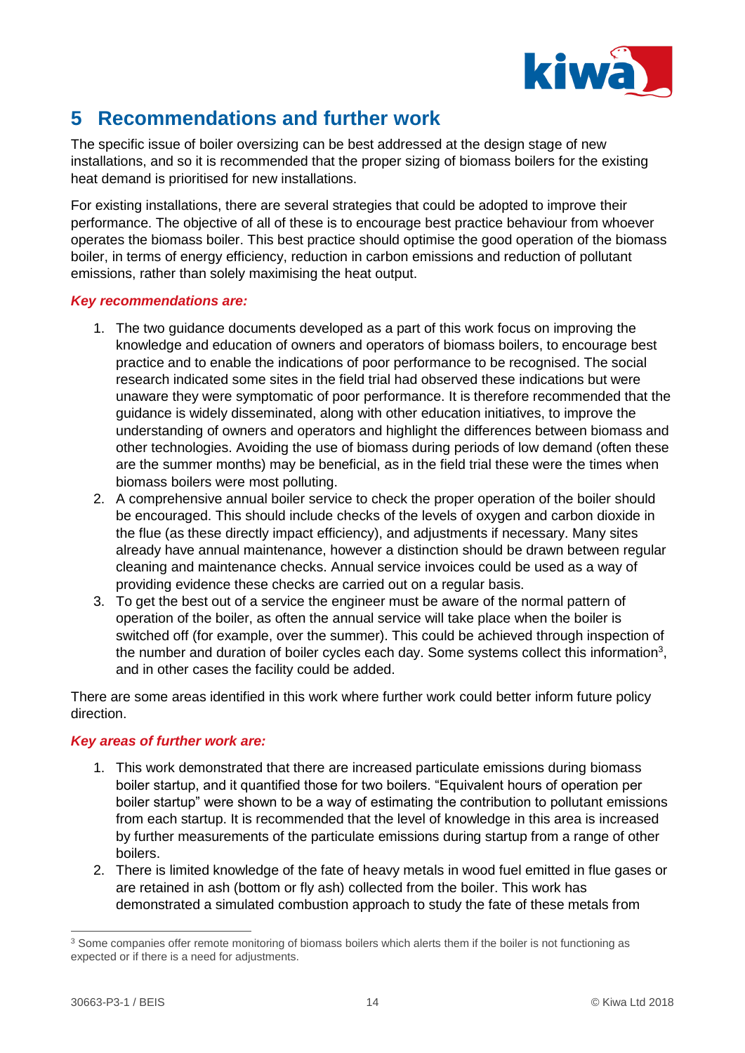# 5 Recommendations and further work

The specific issue of boiler oversizing can be best addressed at the design stage of new installations, and so it is recommended that the proper sizing of biomass boilers for the existing heat demand is prioritised for new installations.

For existing installations, there are several strategies that could be adopted to improve their performance. The objective of all of these is to encourage best practice behaviour from whoever operates the biomass boiler. This best practice should optimise the good operation of the biomass boiler, in terms of energy efficiency, reduction in carbon emissions and reduction of pollutant emissions, rather than solely maximising the heat output.

***Key recommendations are:***

1. The two guidance documents developed as a part of this work focus on improving the knowledge and education of owners and operators of biomass boilers, to encourage best practice and to enable the indications of poor performance to be recognised. The social research indicated some sites in the field trial had observed these indications but were unaware they were symptomatic of poor performance. It is therefore recommended that the guidance is widely disseminated, along with other education initiatives, to improve the understanding of owners and operators and highlight the differences between biomass and other technologies. Avoiding the use of biomass during periods of low demand (often these are the summer months) may be beneficial, as in the field trial these were the times when biomass boilers were most polluting.
2. A comprehensive annual boiler service to check the proper operation of the boiler should be encouraged. This should include checks of the levels of oxygen and carbon dioxide in the flue (as these directly impact efficiency), and adjustments if necessary. Many sites already have annual maintenance, however a distinction should be drawn between regular cleaning and maintenance checks. Annual service invoices could be used as a way of providing evidence these checks are carried out on a regular basis.
3. To get the best out of a service the engineer must be aware of the normal pattern of operation of the boiler, as often the annual service will take place when the boiler is switched off (for example, over the summer). This could be achieved through inspection of the number and duration of boiler cycles each day. Some systems collect this information[3], and in other cases the facility could be added.

There are some areas identified in this work where further work could better inform future policy direction.

***Key areas of further work are:***

1. This work demonstrated that there are increased particulate emissions during biomass boiler startup, and it quantified those for two boilers. "Equivalent hours of operation per boiler startup" were shown to be a way of estimating the contribution to pollutant emissions from each startup. It is recommended that the level of knowledge in this area is increased by further measurements of the particulate emissions during startup from a range of other boilers.
2. There is limited knowledge of the fate of heavy metals in wood fuel emitted in flue gases or are retained in ash (bottom or fly ash) collected from the boiler. This work has demonstrated a simulated combustion approach to study the fate of these metals from

[3] Some companies offer remote monitoring of biomass boilers which alerts them if the boiler is not functioning as expected or if there is a need for adjustments.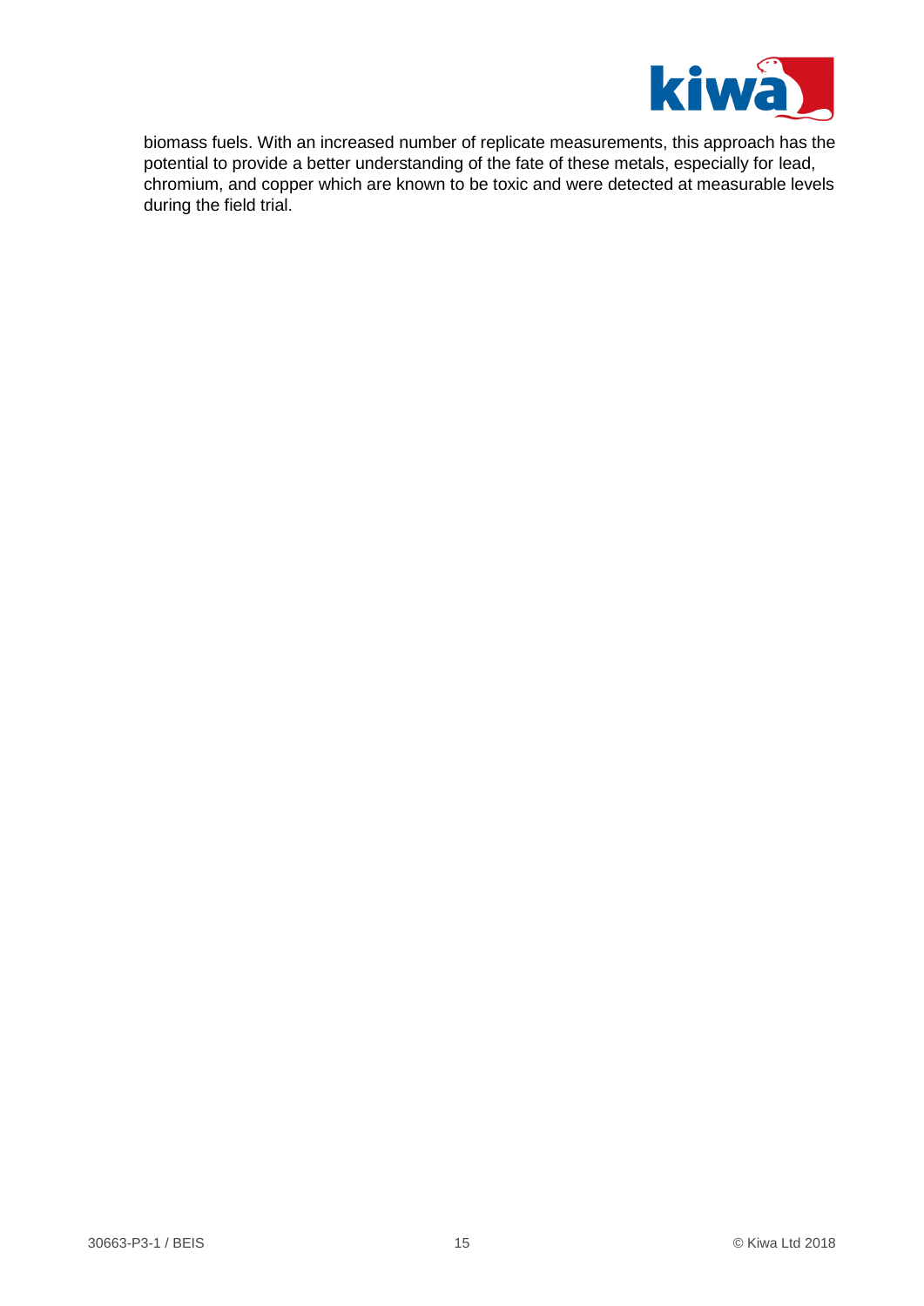biomass fuels. With an increased number of replicate measurements, this approach has the potential to provide a better understanding of the fate of these metals, especially for lead, chromium, and copper which are known to be toxic and were detected at measurable levels during the field trial.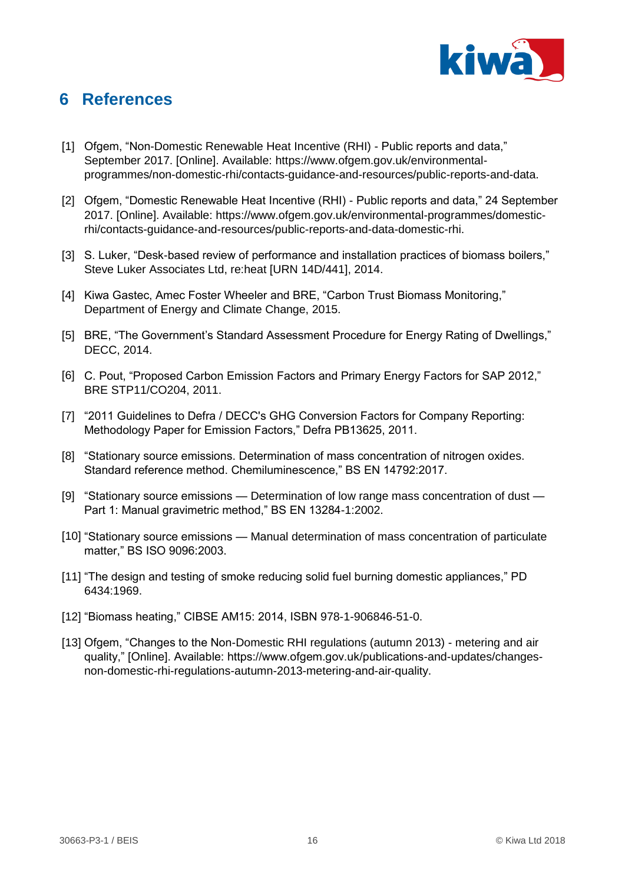# 6 References

[1] Ofgem, "Non-Domestic Renewable Heat Incentive (RHI) - Public reports and data," September 2017. [Online]. Available: https://www.ofgem.gov.uk/environmental-programmes/non-domestic-rhi/contacts-guidance-and-resources/public-reports-and-data.

[2] Ofgem, "Domestic Renewable Heat Incentive (RHI) - Public reports and data," 24 September 2017. [Online]. Available: https://www.ofgem.gov.uk/environmental-programmes/domestic-rhi/contacts-guidance-and-resources/public-reports-and-data-domestic-rhi.

[3] S. Luker, "Desk-based review of performance and installation practices of biomass boilers," Steve Luker Associates Ltd, re:heat [URN 14D/441], 2014.

[4] Kiwa Gastec, Amec Foster Wheeler and BRE, "Carbon Trust Biomass Monitoring," Department of Energy and Climate Change, 2015.

[5] BRE, "The Government's Standard Assessment Procedure for Energy Rating of Dwellings," DECC, 2014.

[6] C. Pout, "Proposed Carbon Emission Factors and Primary Energy Factors for SAP 2012," BRE STP11/CO204, 2011.

[7] "2011 Guidelines to Defra / DECC's GHG Conversion Factors for Company Reporting: Methodology Paper for Emission Factors," Defra PB13625, 2011.

[8] "Stationary source emissions. Determination of mass concentration of nitrogen oxides. Standard reference method. Chemiluminescence," BS EN 14792:2017.

[9] "Stationary source emissions — Determination of low range mass concentration of dust — Part 1: Manual gravimetric method," BS EN 13284-1:2002.

[10] "Stationary source emissions — Manual determination of mass concentration of particulate matter," BS ISO 9096:2003.

[11] "The design and testing of smoke reducing solid fuel burning domestic appliances," PD 6434:1969.

[12] "Biomass heating," CIBSE AM15: 2014, ISBN 978-1-906846-51-0.

[13] Ofgem, "Changes to the Non-Domestic RHI regulations (autumn 2013) - metering and air quality," [Online]. Available: https://www.ofgem.gov.uk/publications-and-updates/changes-non-domestic-rhi-regulations-autumn-2013-metering-and-air-quality.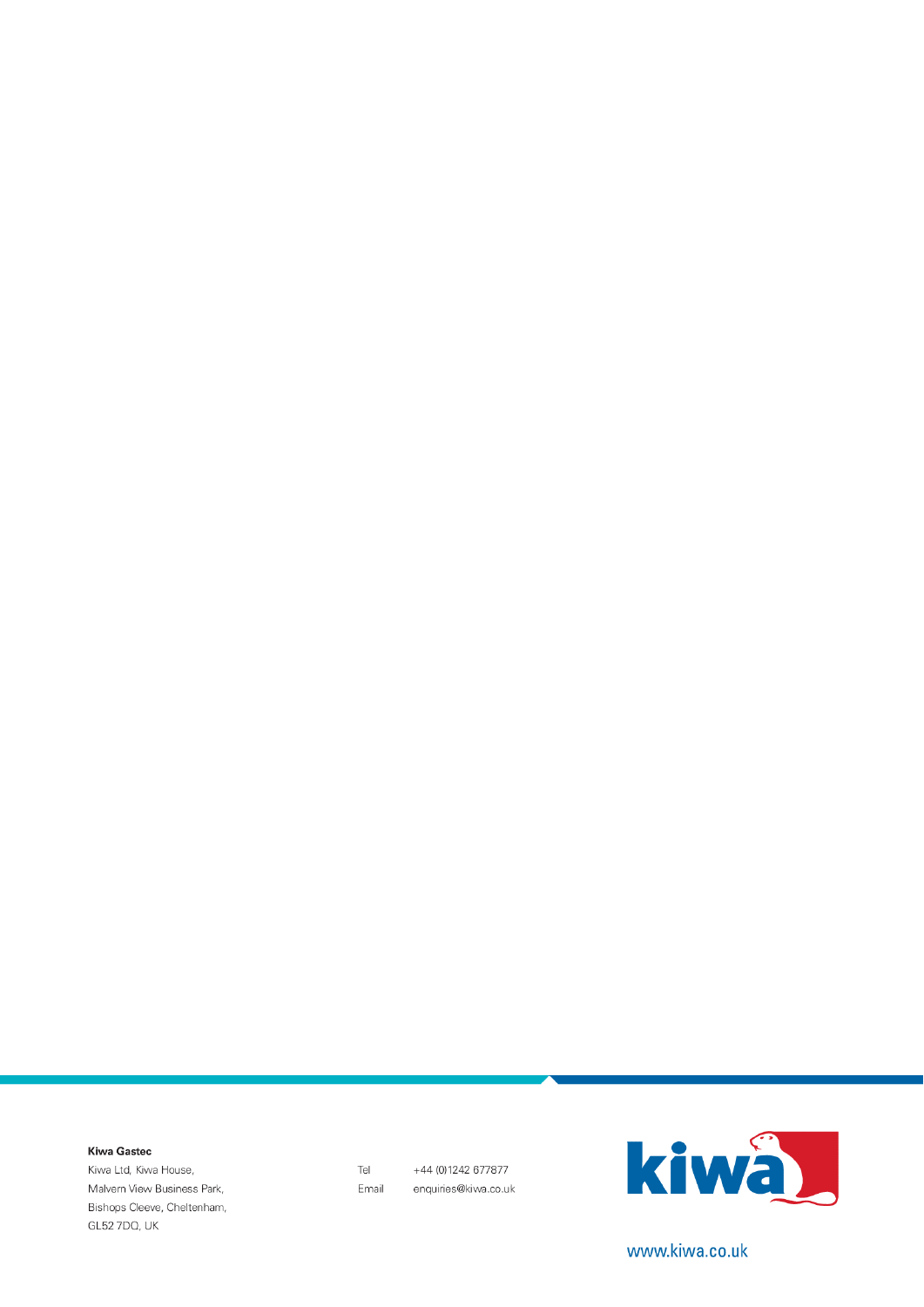**Kiwa Gastec**

Kiwa Ltd, Kiwa House,
Malvern View Business Park,
Bishops Cleeve, Cheltenham,
GL52 7DQ, UK

Tel +44 (0)1242 677877
Email enquiries@kiwa.co.uk

kiwa

www.kiwa.co.uk